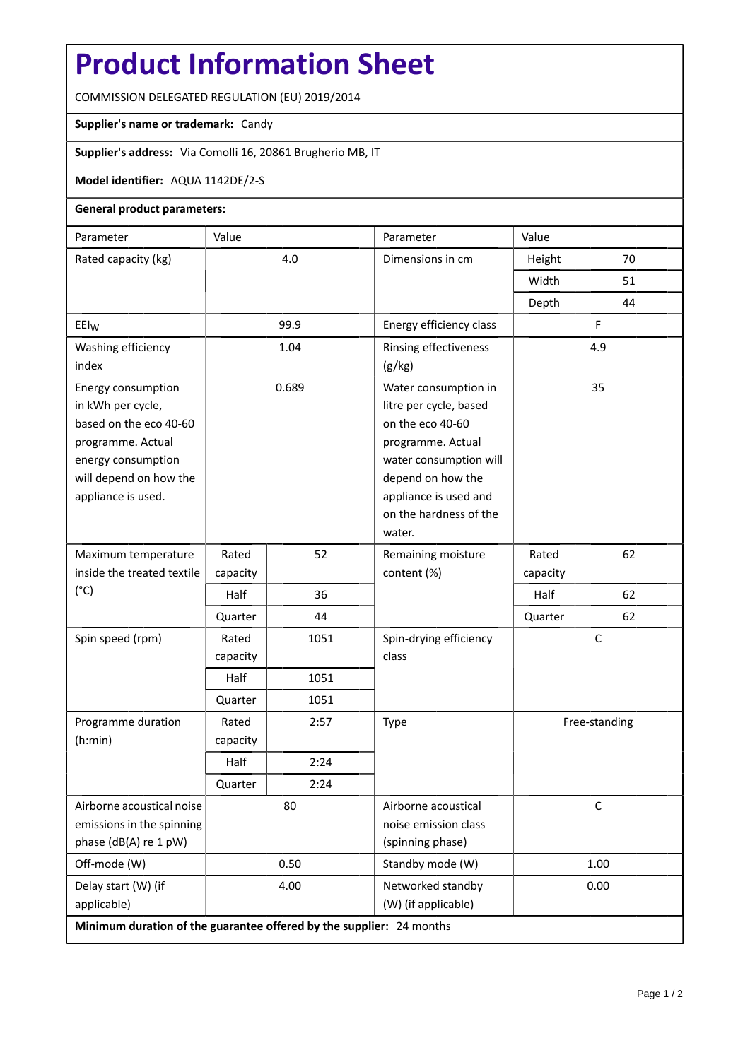# Product Information Sheet

COMMISSION DELEGATED REGULATION (EU) 2019/2014

**Supplier's name or trademark:** Candy

**Supplier's address:** Via Comolli 16, 20861 Brugherio MB, IT

**Model identifier:** AQUA 1142DE/2-S

**General product parameters:**

| Parameter | Value | | Parameter | Value | |
|---|---|---|---|---|---|
| Rated capacity (kg) | 4.0 | | Dimensions in cm | Height | 70 |
| | | | | Width | 51 |
| | | | | Depth | 44 |
| $EEI_W$ | 99.9 | | Energy efficiency class | F | |
| Washing efficiency index | 1.04 | | Rinsing effectiveness (g/kg) | 4.9 | |
| Energy consumption in kWh per cycle, based on the eco 40-60 programme. Actual energy consumption will depend on how the appliance is used. | 0.689 | | Water consumption in litre per cycle, based on the eco 40-60 programme. Actual water consumption will depend on how the appliance is used and on the hardness of the water. | 35 | |
| Maximum temperature inside the treated textile (°C) | Rated capacity | 52 | Remaining moisture content (%) | Rated capacity | 62 |
| | Half | 36 | | Half | 62 |
| | Quarter | 44 | | Quarter | 62 |
| Spin speed (rpm) | Rated capacity | 1051 | Spin-drying efficiency class | C | |
| | Half | 1051 | | | |
| | Quarter | 1051 | | | |
| Programme duration (h:min) | Rated capacity | 2:57 | Type | Free-standing | |
| | Half | 2:24 | | | |
| | Quarter | 2:24 | | | |
| Airborne acoustical noise emissions in the spinning phase (dB(A) re 1 pW) | 80 | | Airborne acoustical noise emission class (spinning phase) | C | |
| Off-mode (W) | 0.50 | | Standby mode (W) | 1.00 | |
| Delay start (W) (if applicable) | 4.00 | | Networked standby (W) (if applicable) | 0.00 | |

**Minimum duration of the guarantee offered by the supplier:** 24 months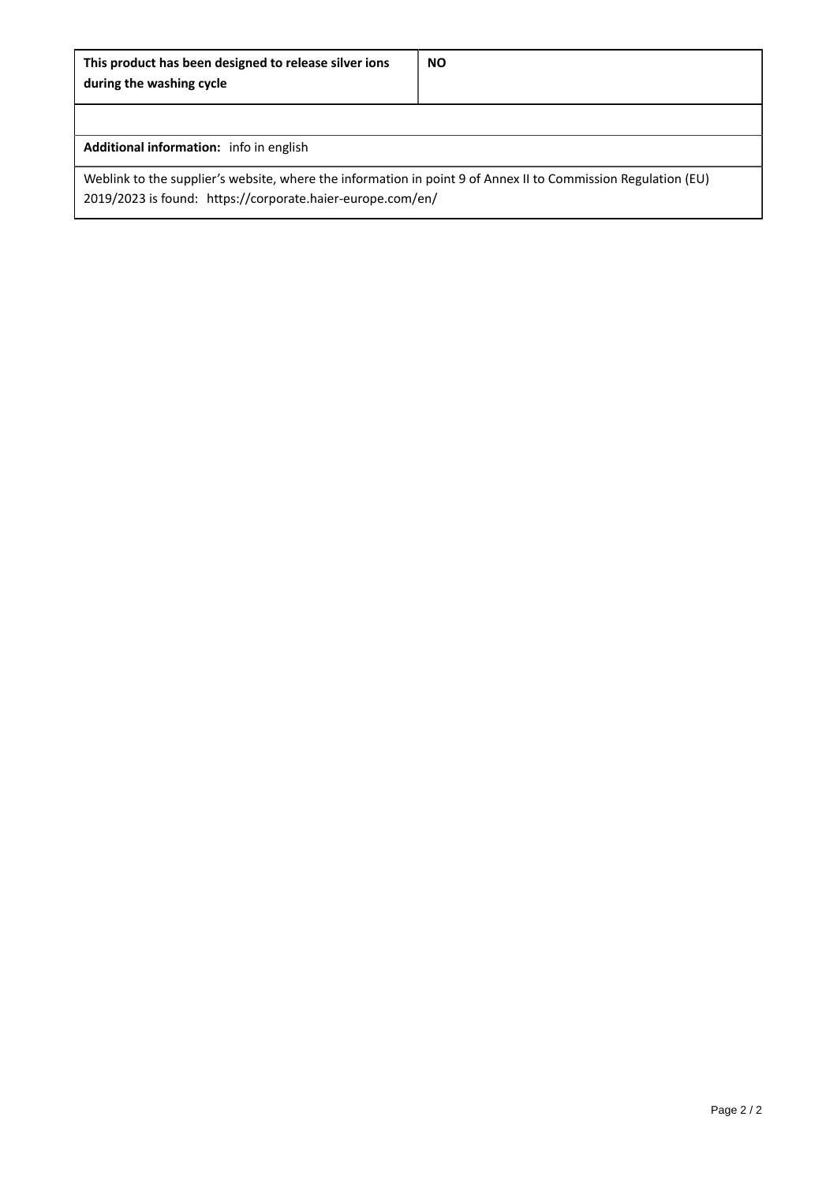| | |
|---|---|
| **This product has been designed to release silver ions during the washing cycle** | **NO** |
| | |
| **Additional information:** info in english | |
| Weblink to the supplier's website, where the information in point 9 of Annex II to Commission Regulation (EU) 2019/2023 is found: https://corporate.haier-europe.com/en/ | |